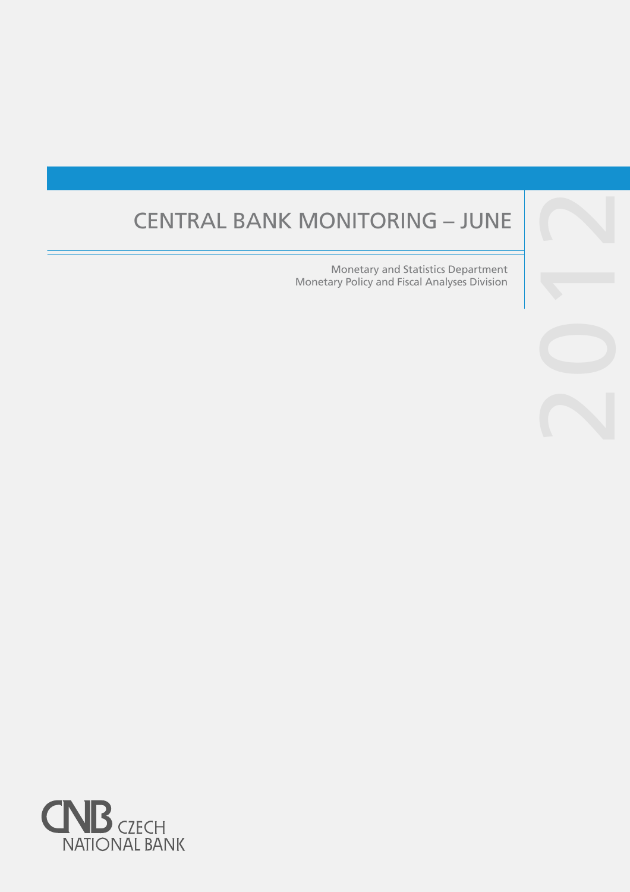# CENTRAL BANK MONITORING – JUNE

2012

Monetary and Statistics Department
Monetary Policy and Fiscal Analyses Division

CNB CZECH NATIONAL BANK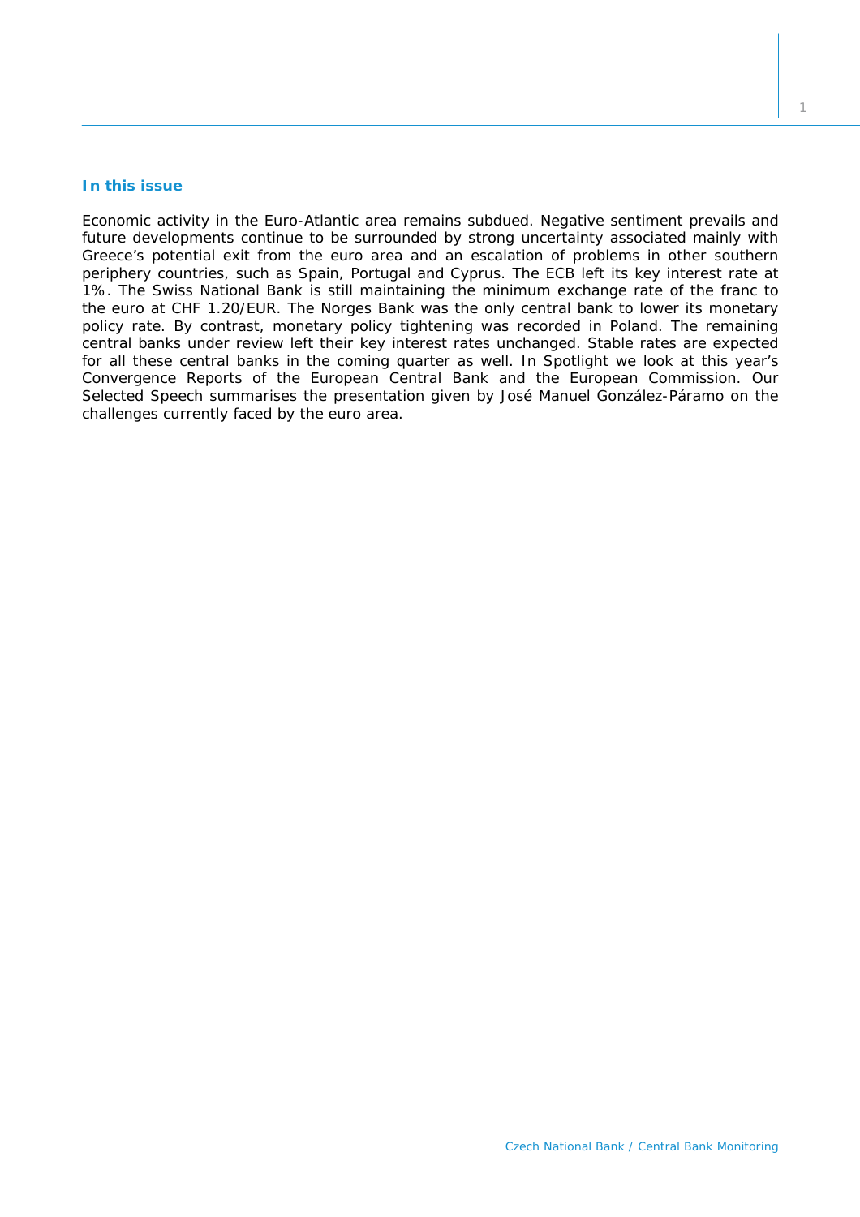### In this issue

Economic activity in the Euro-Atlantic area remains subdued. Negative sentiment prevails and future developments continue to be surrounded by strong uncertainty associated mainly with Greece's potential exit from the euro area and an escalation of problems in other southern periphery countries, such as Spain, Portugal and Cyprus. The ECB left its key interest rate at 1%. The Swiss National Bank is still maintaining the minimum exchange rate of the franc to the euro at CHF 1.20/EUR. The Norges Bank was the only central bank to lower its monetary policy rate. By contrast, monetary policy tightening was recorded in Poland. The remaining central banks under review left their key interest rates unchanged. Stable rates are expected for all these central banks in the coming quarter as well. In Spotlight we look at this year's Convergence Reports of the European Central Bank and the European Commission. Our Selected Speech summarises the presentation given by José Manuel González-Páramo on the challenges currently faced by the euro area.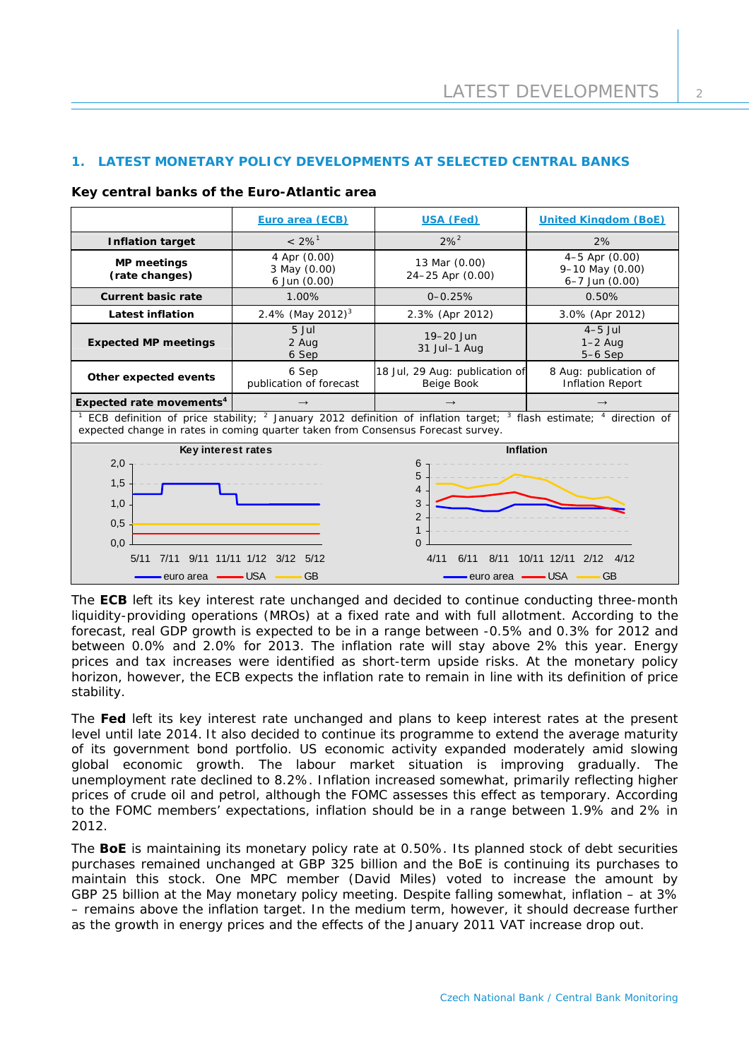## 1. LATEST MONETARY POLICY DEVELOPMENTS AT SELECTED CENTRAL BANKS

### Key central banks of the Euro-Atlantic area

| | Euro area (ECB) | USA (Fed) | United Kingdom (BoE) |
|---|---|---|---|
| **Inflation target** | < 2%[1] | 2%[2] | 2% |
| **MP meetings (rate changes)** | 4 Apr (0.00)<br>3 May (0.00)<br>6 Jun (0.00) | 13 Mar (0.00)<br>24–25 Apr (0.00) | 4–5 Apr (0.00)<br>9–10 May (0.00)<br>6–7 Jun (0.00) |
| **Current basic rate** | 1.00% | 0–0.25% | 0.50% |
| **Latest inflation** | 2.4% (May 2012)[3] | 2.3% (Apr 2012) | 3.0% (Apr 2012) |
| **Expected MP meetings** | 5 Jul<br>2 Aug<br>6 Sep | 19–20 Jun<br>31 Jul–1 Aug | 4–5 Jul<br>1–2 Aug<br>5–6 Sep |
| **Other expected events** | 6 Sep publication of forecast | 18 Jul, 29 Aug: publication of Beige Book | 8 Aug: publication of Inflation Report |
| **Expected rate movements**[4] | → | → | → |

[1] ECB definition of price stability; [2] January 2012 definition of inflation target; [3] flash estimate; [4] direction of expected change in rates in coming quarter taken from Consensus Forecast survey.

The **ECB** left its key interest rate unchanged and decided to continue conducting three-month liquidity-providing operations (MROs) at a fixed rate and with full allotment. According to the forecast, real GDP growth is expected to be in a range between -0.5% and 0.3% for 2012 and between 0.0% and 2.0% for 2013. The inflation rate will stay above 2% this year. Energy prices and tax increases were identified as short-term upside risks. At the monetary policy horizon, however, the ECB expects the inflation rate to remain in line with its definition of price stability.

The **Fed** left its key interest rate unchanged and plans to keep interest rates at the present level until late 2014. It also decided to continue its programme to extend the average maturity of its government bond portfolio. US economic activity expanded moderately amid slowing global economic growth. The labour market situation is improving gradually. The unemployment rate declined to 8.2%. Inflation increased somewhat, primarily reflecting higher prices of crude oil and petrol, although the FOMC assesses this effect as temporary. According to the FOMC members' expectations, inflation should be in a range between 1.9% and 2% in 2012.

The **BoE** is maintaining its monetary policy rate at 0.50%. Its planned stock of debt securities purchases remained unchanged at GBP 325 billion and the BoE is continuing its purchases to maintain this stock. One MPC member (David Miles) voted to increase the amount by GBP 25 billion at the May monetary policy meeting. Despite falling somewhat, inflation – at 3% – remains above the inflation target. In the medium term, however, it should decrease further as the growth in energy prices and the effects of the January 2011 VAT increase drop out.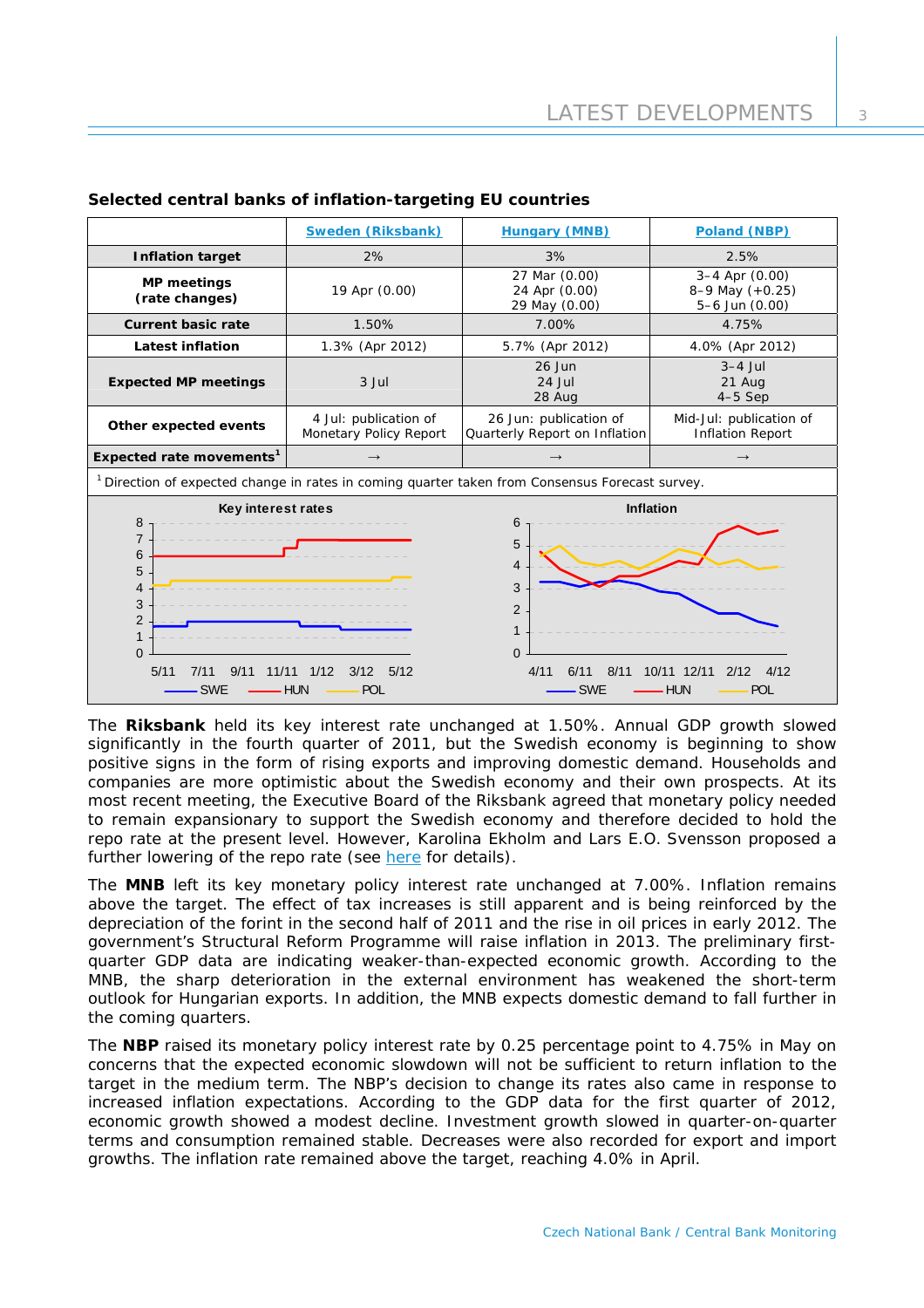**Selected central banks of inflation-targeting EU countries**

| | Sweden (Riksbank) | Hungary (MNB) | Poland (NBP) |
|---|---|---|---|
| **Inflation target** | 2% | 3% | 2.5% |
| **MP meetings (rate changes)** | 19 Apr (0.00) | 27 Mar (0.00)<br>24 Apr (0.00)<br>29 May (0.00) | 3–4 Apr (0.00)<br>8–9 May (+0.25)<br>5–6 Jun (0.00) |
| **Current basic rate** | 1.50% | 7.00% | 4.75% |
| **Latest inflation** | 1.3% (Apr 2012) | 5.7% (Apr 2012) | 4.0% (Apr 2012) |
| **Expected MP meetings** | 3 Jul | 26 Jun<br>24 Jul<br>28 Aug | 3–4 Jul<br>21 Aug<br>4–5 Sep |
| **Other expected events** | 4 Jul: publication of Monetary Policy Report | 26 Jun: publication of Quarterly Report on Inflation | Mid-Jul: publication of Inflation Report |
| **Expected rate movements**[1] | → | → | → |

[1] Direction of expected change in rates in coming quarter taken from Consensus Forecast survey.

The **Riksbank** held its key interest rate unchanged at 1.50%. Annual GDP growth slowed significantly in the fourth quarter of 2011, but the Swedish economy is beginning to show positive signs in the form of rising exports and improving domestic demand. Households and companies are more optimistic about the Swedish economy and their own prospects. At its most recent meeting, the Executive Board of the Riksbank agreed that monetary policy needed to remain expansionary to support the Swedish economy and therefore decided to hold the repo rate at the present level. However, Karolina Ekholm and Lars E.O. Svensson proposed a further lowering of the repo rate (see here for details).

The **MNB** left its key monetary policy interest rate unchanged at 7.00%. Inflation remains above the target. The effect of tax increases is still apparent and is being reinforced by the depreciation of the forint in the second half of 2011 and the rise in oil prices in early 2012. The government's Structural Reform Programme will raise inflation in 2013. The preliminary first-quarter GDP data are indicating weaker-than-expected economic growth. According to the MNB, the sharp deterioration in the external environment has weakened the short-term outlook for Hungarian exports. In addition, the MNB expects domestic demand to fall further in the coming quarters.

The **NBP** raised its monetary policy interest rate by 0.25 percentage point to 4.75% in May on concerns that the expected economic slowdown will not be sufficient to return inflation to the target in the medium term. The NBP's decision to change its rates also came in response to increased inflation expectations. According to the GDP data for the first quarter of 2012, economic growth showed a modest decline. Investment growth slowed in quarter-on-quarter terms and consumption remained stable. Decreases were also recorded for export and import growths. The inflation rate remained above the target, reaching 4.0% in April.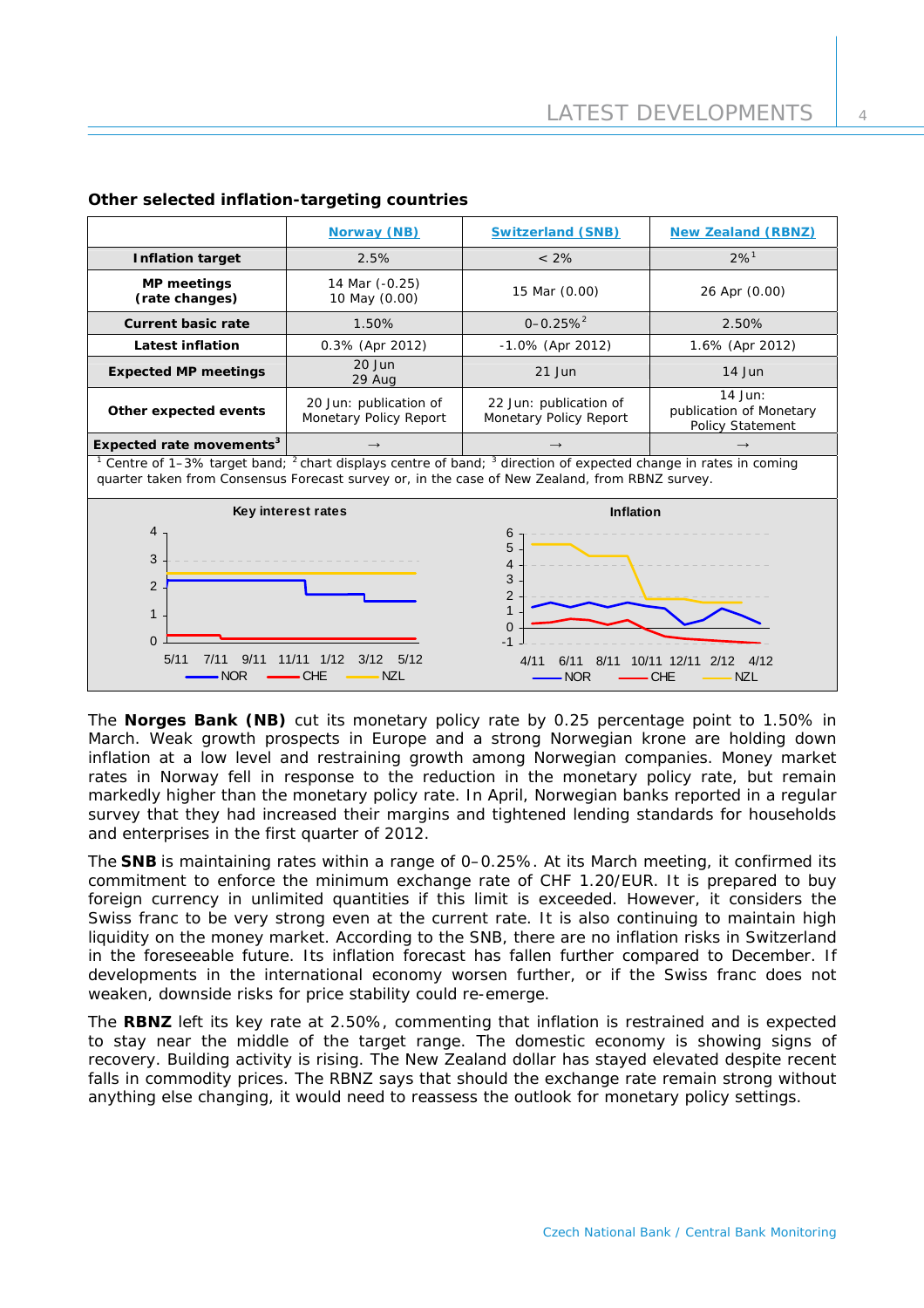### Other selected inflation-targeting countries

| | Norway (NB) | Switzerland (SNB) | New Zealand (RBNZ) |
|---|---|---|---|
| **Inflation target** | 2.5% | < 2% | 2%[1] |
| **MP meetings (rate changes)** | 14 Mar (-0.25) 10 May (0.00) | 15 Mar (0.00) | 26 Apr (0.00) |
| **Current basic rate** | 1.50% | 0–0.25%[2] | 2.50% |
| **Latest inflation** | 0.3% (Apr 2012) | -1.0% (Apr 2012) | 1.6% (Apr 2012) |
| **Expected MP meetings** | 20 Jun 29 Aug | 21 Jun | 14 Jun |
| **Other expected events** | 20 Jun: publication of Monetary Policy Report | 22 Jun: publication of Monetary Policy Report | 14 Jun: publication of Monetary Policy Statement |
| **Expected rate movements**[3] | → | → | → |

[1] Centre of 1–3% target band; [2] chart displays centre of band; [3] direction of expected change in rates in coming quarter taken from Consensus Forecast survey or, in the case of New Zealand, from RBNZ survey.

**Key interest rates**

**Inflation**

The **Norges Bank (NB)** cut its monetary policy rate by 0.25 percentage point to 1.50% in March. Weak growth prospects in Europe and a strong Norwegian krone are holding down inflation at a low level and restraining growth among Norwegian companies. Money market rates in Norway fell in response to the reduction in the monetary policy rate, but remain markedly higher than the monetary policy rate. In April, Norwegian banks reported in a regular survey that they had increased their margins and tightened lending standards for households and enterprises in the first quarter of 2012.

The **SNB** is maintaining rates within a range of 0–0.25%. At its March meeting, it confirmed its commitment to enforce the minimum exchange rate of CHF 1.20/EUR. It is prepared to buy foreign currency in unlimited quantities if this limit is exceeded. However, it considers the Swiss franc to be very strong even at the current rate. It is also continuing to maintain high liquidity on the money market. According to the SNB, there are no inflation risks in Switzerland in the foreseeable future. Its inflation forecast has fallen further compared to December. If developments in the international economy worsen further, or if the Swiss franc does not weaken, downside risks for price stability could re-emerge.

The **RBNZ** left its key rate at 2.50%, commenting that inflation is restrained and is expected to stay near the middle of the target range. The domestic economy is showing signs of recovery. Building activity is rising. The New Zealand dollar has stayed elevated despite recent falls in commodity prices. The RBNZ says that should the exchange rate remain strong without anything else changing, it would need to reassess the outlook for monetary policy settings.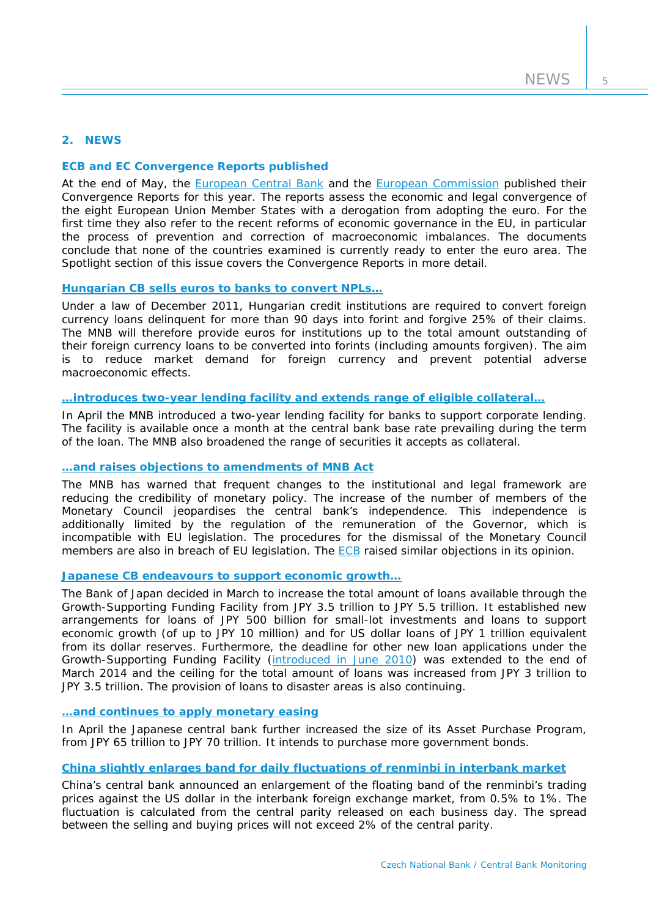## 2. NEWS

### ECB and EC Convergence Reports published

At the end of May, the European Central Bank and the European Commission published their Convergence Reports for this year. The reports assess the economic and legal convergence of the eight European Union Member States with a derogation from adopting the euro. For the first time they also refer to the recent reforms of economic governance in the EU, in particular the process of prevention and correction of macroeconomic imbalances. The documents conclude that none of the countries examined is currently ready to enter the euro area. The Spotlight section of this issue covers the Convergence Reports in more detail.

### Hungarian CB sells euros to banks to convert NPLs…

Under a law of December 2011, Hungarian credit institutions are required to convert foreign currency loans delinquent for more than 90 days into forint and forgive 25% of their claims. The MNB will therefore provide euros for institutions up to the total amount outstanding of their foreign currency loans to be converted into forints (including amounts forgiven). The aim is to reduce market demand for foreign currency and prevent potential adverse macroeconomic effects.

### …introduces two-year lending facility and extends range of eligible collateral…

In April the MNB introduced a two-year lending facility for banks to support corporate lending. The facility is available once a month at the central bank base rate prevailing during the term of the loan. The MNB also broadened the range of securities it accepts as collateral.

### …and raises objections to amendments of MNB Act

The MNB has warned that frequent changes to the institutional and legal framework are reducing the credibility of monetary policy. The increase of the number of members of the Monetary Council jeopardises the central bank's independence. This independence is additionally limited by the regulation of the remuneration of the Governor, which is incompatible with EU legislation. The procedures for the dismissal of the Monetary Council members are also in breach of EU legislation. The ECB raised similar objections in its opinion.

### Japanese CB endeavours to support economic growth…

The Bank of Japan decided in March to increase the total amount of loans available through the Growth-Supporting Funding Facility from JPY 3.5 trillion to JPY 5.5 trillion. It established new arrangements for loans of JPY 500 billion for small-lot investments and loans to support economic growth (of up to JPY 10 million) and for US dollar loans of JPY 1 trillion equivalent from its dollar reserves. Furthermore, the deadline for other new loan applications under the Growth-Supporting Funding Facility (introduced in June 2010) was extended to the end of March 2014 and the ceiling for the total amount of loans was increased from JPY 3 trillion to JPY 3.5 trillion. The provision of loans to disaster areas is also continuing.

### …and continues to apply monetary easing

In April the Japanese central bank further increased the size of its Asset Purchase Program, from JPY 65 trillion to JPY 70 trillion. It intends to purchase more government bonds.

### China slightly enlarges band for daily fluctuations of renminbi in interbank market

China's central bank announced an enlargement of the floating band of the renminbi's trading prices against the US dollar in the interbank foreign exchange market, from 0.5% to 1%. The fluctuation is calculated from the central parity released on each business day. The spread between the selling and buying prices will not exceed 2% of the central parity.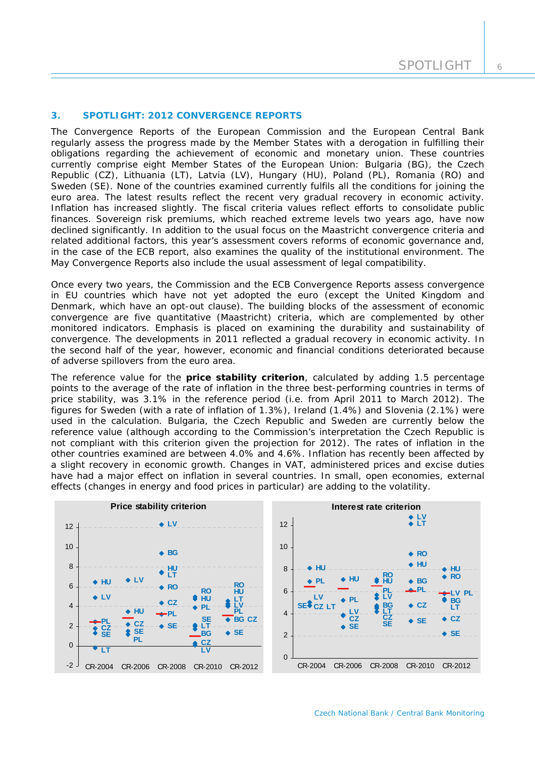## 3. SPOTLIGHT: 2012 CONVERGENCE REPORTS

The Convergence Reports of the European Commission and the European Central Bank regularly assess the progress made by the Member States with a derogation in fulfilling their obligations regarding the achievement of economic and monetary union. These countries currently comprise eight Member States of the European Union: Bulgaria (BG), the Czech Republic (CZ), Lithuania (LT), Latvia (LV), Hungary (HU), Poland (PL), Romania (RO) and Sweden (SE). None of the countries examined currently fulfils all the conditions for joining the euro area. The latest results reflect the recent very gradual recovery in economic activity. Inflation has increased slightly. The fiscal criteria values reflect efforts to consolidate public finances. Sovereign risk premiums, which reached extreme levels two years ago, have now declined significantly. In addition to the usual focus on the Maastricht convergence criteria and related additional factors, this year's assessment covers reforms of economic governance and, in the case of the ECB report, also examines the quality of the institutional environment. The May Convergence Reports also include the usual assessment of legal compatibility.

Once every two years, the Commission and the ECB Convergence Reports assess convergence in EU countries which have not yet adopted the euro (except the United Kingdom and Denmark, which have an opt-out clause). The building blocks of the assessment of economic convergence are five quantitative (Maastricht) criteria, which are complemented by other monitored indicators. Emphasis is placed on examining the durability and sustainability of convergence. The developments in 2011 reflected a gradual recovery in economic activity. In the second half of the year, however, economic and financial conditions deteriorated because of adverse spillovers from the euro area.

The reference value for the **price stability criterion**, calculated by adding 1.5 percentage points to the average of the rate of inflation in the three best-performing countries in terms of price stability, was 3.1% in the reference period (i.e. from April 2011 to March 2012). The figures for Sweden (with a rate of inflation of 1.3%), Ireland (1.4%) and Slovenia (2.1%) were used in the calculation. Bulgaria, the Czech Republic and Sweden are currently below the reference value (although according to the Commission's interpretation the Czech Republic is not compliant with this criterion given the projection for 2012). The rates of inflation in the other countries examined are between 4.0% and 4.6%. Inflation has recently been affected by a slight recovery in economic growth. Changes in VAT, administered prices and excise duties have had a major effect on inflation in several countries. In small, open economies, external effects (changes in energy and food prices in particular) are adding to the volatility.

**Price stability criterion**

**Interest rate criterion**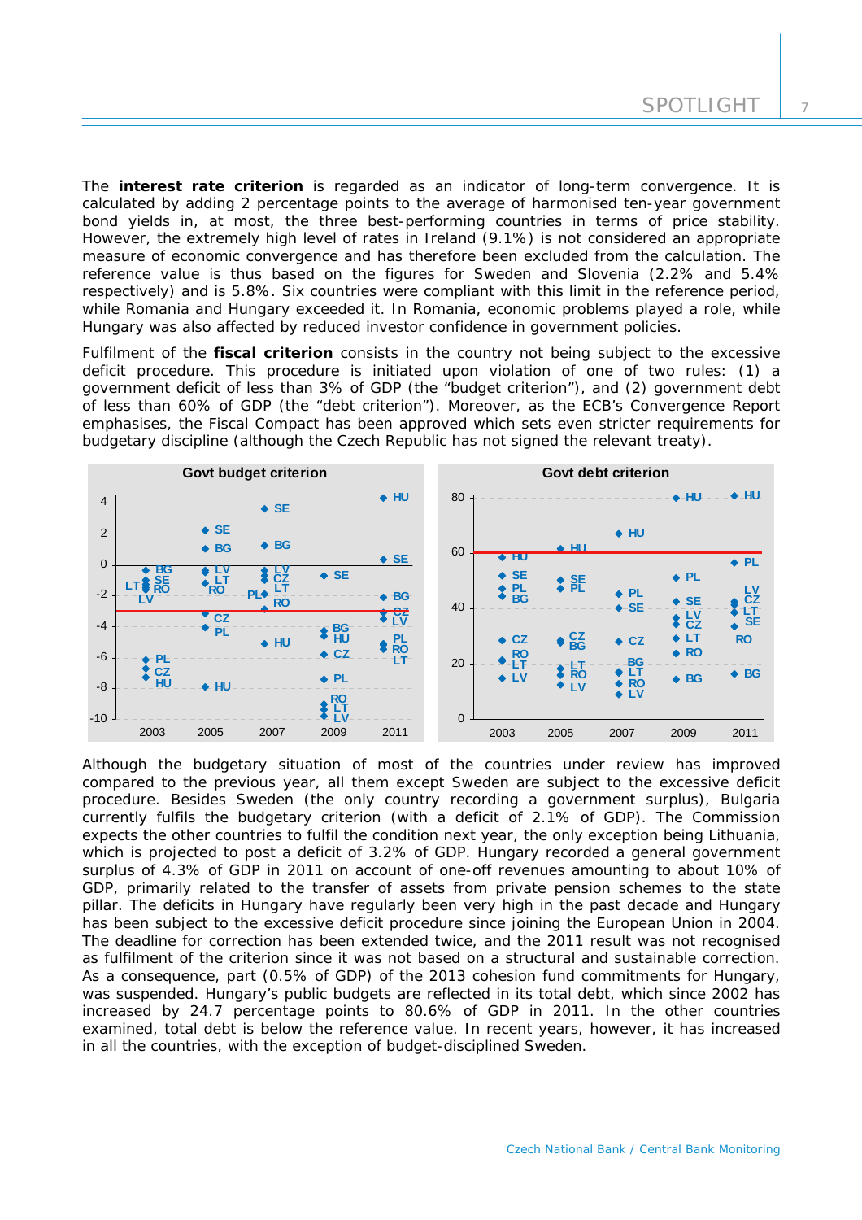The **interest rate criterion** is regarded as an indicator of long-term convergence. It is calculated by adding 2 percentage points to the average of harmonised ten-year government bond yields in, at most, the three best-performing countries in terms of price stability. However, the extremely high level of rates in Ireland (9.1%) is not considered an appropriate measure of economic convergence and has therefore been excluded from the calculation. The reference value is thus based on the figures for Sweden and Slovenia (2.2% and 5.4% respectively) and is 5.8%. Six countries were compliant with this limit in the reference period, while Romania and Hungary exceeded it. In Romania, economic problems played a role, while Hungary was also affected by reduced investor confidence in government policies.

Fulfilment of the **fiscal criterion** consists in the country not being subject to the excessive deficit procedure. This procedure is initiated upon violation of one of two rules: (1) a government deficit of less than 3% of GDP (the "budget criterion"), and (2) government debt of less than 60% of GDP (the "debt criterion"). Moreover, as the ECB's Convergence Report emphasises, the Fiscal Compact has been approved which sets even stricter requirements for budgetary discipline (although the Czech Republic has not signed the relevant treaty).

Govt budget criterion

Govt debt criterion

Although the budgetary situation of most of the countries under review has improved compared to the previous year, all them except Sweden are subject to the excessive deficit procedure. Besides Sweden (the only country recording a government surplus), Bulgaria currently fulfils the budgetary criterion (with a deficit of 2.1% of GDP). The Commission expects the other countries to fulfil the condition next year, the only exception being Lithuania, which is projected to post a deficit of 3.2% of GDP. Hungary recorded a general government surplus of 4.3% of GDP in 2011 on account of one-off revenues amounting to about 10% of GDP, primarily related to the transfer of assets from private pension schemes to the state pillar. The deficits in Hungary have regularly been very high in the past decade and Hungary has been subject to the excessive deficit procedure since joining the European Union in 2004. The deadline for correction has been extended twice, and the 2011 result was not recognised as fulfilment of the criterion since it was not based on a structural and sustainable correction. As a consequence, part (0.5% of GDP) of the 2013 cohesion fund commitments for Hungary, was suspended. Hungary's public budgets are reflected in its total debt, which since 2002 has increased by 24.7 percentage points to 80.6% of GDP in 2011. In the other countries examined, total debt is below the reference value. In recent years, however, it has increased in all the countries, with the exception of budget-disciplined Sweden.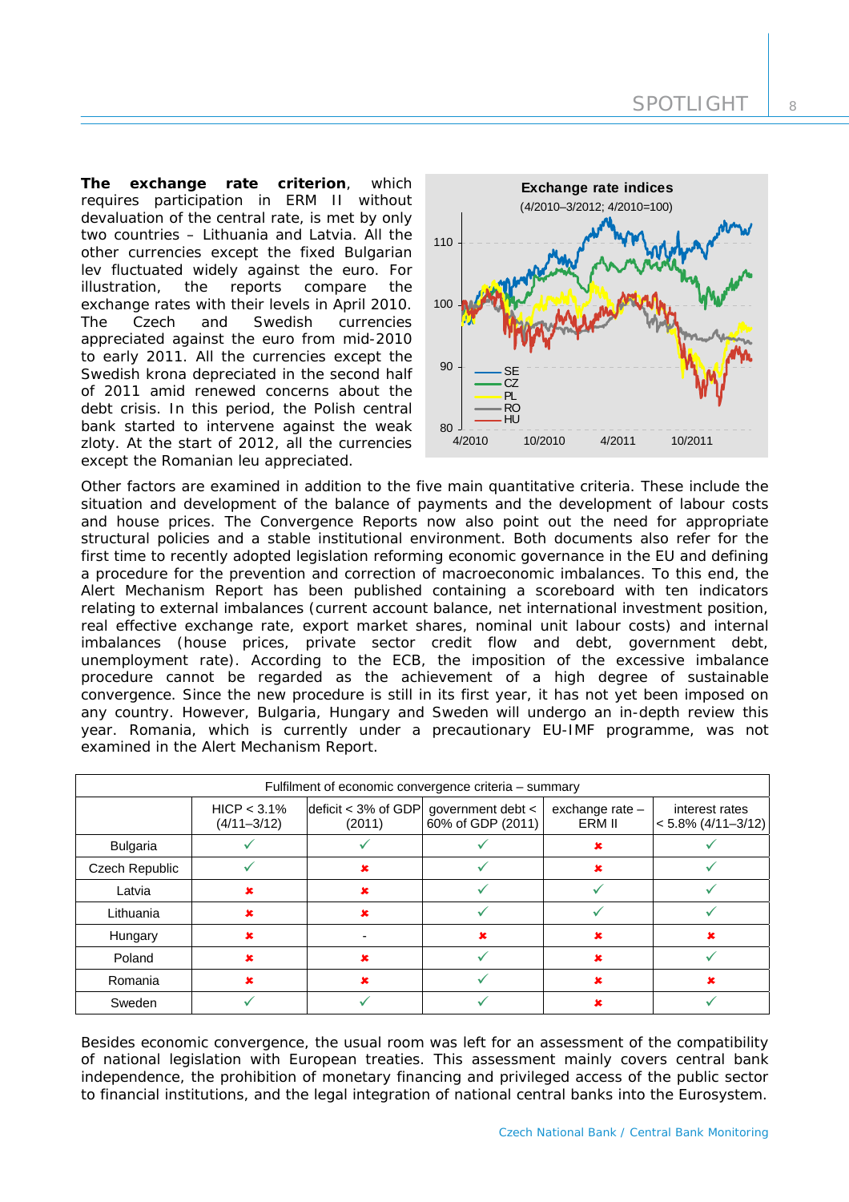**The exchange rate criterion**, which requires participation in ERM II without devaluation of the central rate, is met by only two countries – Lithuania and Latvia. All the other currencies except the fixed Bulgarian lev fluctuated widely against the euro. For illustration, the reports compare the exchange rates with their levels in April 2010. The Czech and Swedish currencies appreciated against the euro from mid-2010 to early 2011. All the currencies except the Swedish krona depreciated in the second half of 2011 amid renewed concerns about the debt crisis. In this period, the Polish central bank started to intervene against the weak zloty. At the start of 2012, all the currencies except the Romanian leu appreciated.

**Exchange rate indices**
(4/2010–3/2012; 4/2010=100)

Other factors are examined in addition to the five main quantitative criteria. These include the situation and development of the balance of payments and the development of labour costs and house prices. The Convergence Reports now also point out the need for appropriate structural policies and a stable institutional environment. Both documents also refer for the first time to recently adopted legislation reforming economic governance in the EU and defining a procedure for the prevention and correction of macroeconomic imbalances. To this end, the Alert Mechanism Report has been published containing a scoreboard with ten indicators relating to external imbalances (current account balance, net international investment position, real effective exchange rate, export market shares, nominal unit labour costs) and internal imbalances (house prices, private sector credit flow and debt, government debt, unemployment rate). According to the ECB, the imposition of the excessive imbalance procedure cannot be regarded as the achievement of a high degree of sustainable convergence. Since the new procedure is still in its first year, it has not yet been imposed on any country. However, Bulgaria, Hungary and Sweden will undergo an in-depth review this year. Romania, which is currently under a precautionary EU-IMF programme, was not examined in the Alert Mechanism Report.

Fulfilment of economic convergence criteria – summary

| | HICP < 3.1% (4/11–3/12) | deficit < 3% of GDP (2011) | government debt < 60% of GDP (2011) | exchange rate – ERM II | interest rates < 5.8% (4/11–3/12) |
|---|---|---|---|---|---|
| Bulgaria | ✓ | ✓ | ✓ | ✗ | ✓ |
| Czech Republic | ✓ | ✗ | ✓ | ✗ | ✓ |
| Latvia | ✗ | ✗ | ✓ | ✓ | ✓ |
| Lithuania | ✗ | ✗ | ✓ | ✓ | ✓ |
| Hungary | ✗ | - | ✗ | ✗ | ✗ |
| Poland | ✗ | ✗ | ✓ | ✗ | ✓ |
| Romania | ✗ | ✗ | ✓ | ✗ | ✗ |
| Sweden | ✓ | ✓ | ✓ | ✗ | ✓ |

Besides economic convergence, the usual room was left for an assessment of the compatibility of national legislation with European treaties. This assessment mainly covers central bank independence, the prohibition of monetary financing and privileged access of the public sector to financial institutions, and the legal integration of national central banks into the Eurosystem.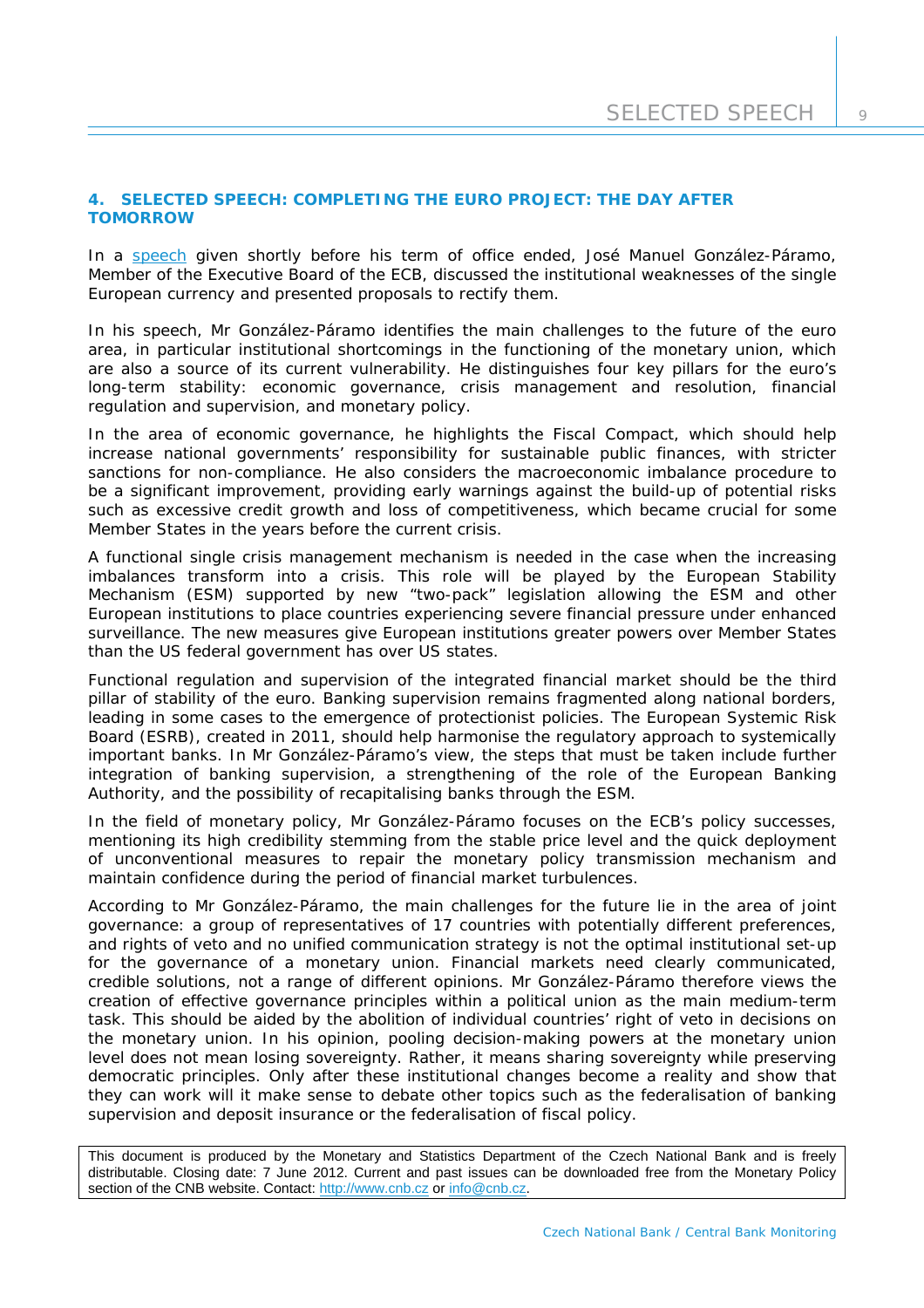## 4. SELECTED SPEECH: COMPLETING THE EURO PROJECT: THE DAY AFTER TOMORROW

In a speech given shortly before his term of office ended, José Manuel González-Páramo, Member of the Executive Board of the ECB, discussed the institutional weaknesses of the single European currency and presented proposals to rectify them.

In his speech, Mr González-Páramo identifies the main challenges to the future of the euro area, in particular institutional shortcomings in the functioning of the monetary union, which are also a source of its current vulnerability. He distinguishes four key pillars for the euro's long-term stability: economic governance, crisis management and resolution, financial regulation and supervision, and monetary policy.

In the area of economic governance, he highlights the Fiscal Compact, which should help increase national governments' responsibility for sustainable public finances, with stricter sanctions for non-compliance. He also considers the macroeconomic imbalance procedure to be a significant improvement, providing early warnings against the build-up of potential risks such as excessive credit growth and loss of competitiveness, which became crucial for some Member States in the years before the current crisis.

A functional single crisis management mechanism is needed in the case when the increasing imbalances transform into a crisis. This role will be played by the European Stability Mechanism (ESM) supported by new "two-pack" legislation allowing the ESM and other European institutions to place countries experiencing severe financial pressure under enhanced surveillance. The new measures give European institutions greater powers over Member States than the US federal government has over US states.

Functional regulation and supervision of the integrated financial market should be the third pillar of stability of the euro. Banking supervision remains fragmented along national borders, leading in some cases to the emergence of protectionist policies. The European Systemic Risk Board (ESRB), created in 2011, should help harmonise the regulatory approach to systemically important banks. In Mr González-Páramo's view, the steps that must be taken include further integration of banking supervision, a strengthening of the role of the European Banking Authority, and the possibility of recapitalising banks through the ESM.

In the field of monetary policy, Mr González-Páramo focuses on the ECB's policy successes, mentioning its high credibility stemming from the stable price level and the quick deployment of unconventional measures to repair the monetary policy transmission mechanism and maintain confidence during the period of financial market turbulences.

According to Mr González-Páramo, the main challenges for the future lie in the area of joint governance: a group of representatives of 17 countries with potentially different preferences, and rights of veto and no unified communication strategy is not the optimal institutional set-up for the governance of a monetary union. Financial markets need clearly communicated, credible solutions, not a range of different opinions. Mr González-Páramo therefore views the creation of effective governance principles within a political union as the main medium-term task. This should be aided by the abolition of individual countries' right of veto in decisions on the monetary union. In his opinion, pooling decision-making powers at the monetary union level does not mean losing sovereignty. Rather, it means sharing sovereignty while preserving democratic principles. Only after these institutional changes become a reality and show that they can work will it make sense to debate other topics such as the federalisation of banking supervision and deposit insurance or the federalisation of fiscal policy.

This document is produced by the Monetary and Statistics Department of the Czech National Bank and is freely distributable. Closing date: 7 June 2012. Current and past issues can be downloaded free from the Monetary Policy section of the CNB website. Contact: http://www.cnb.cz or info@cnb.cz.